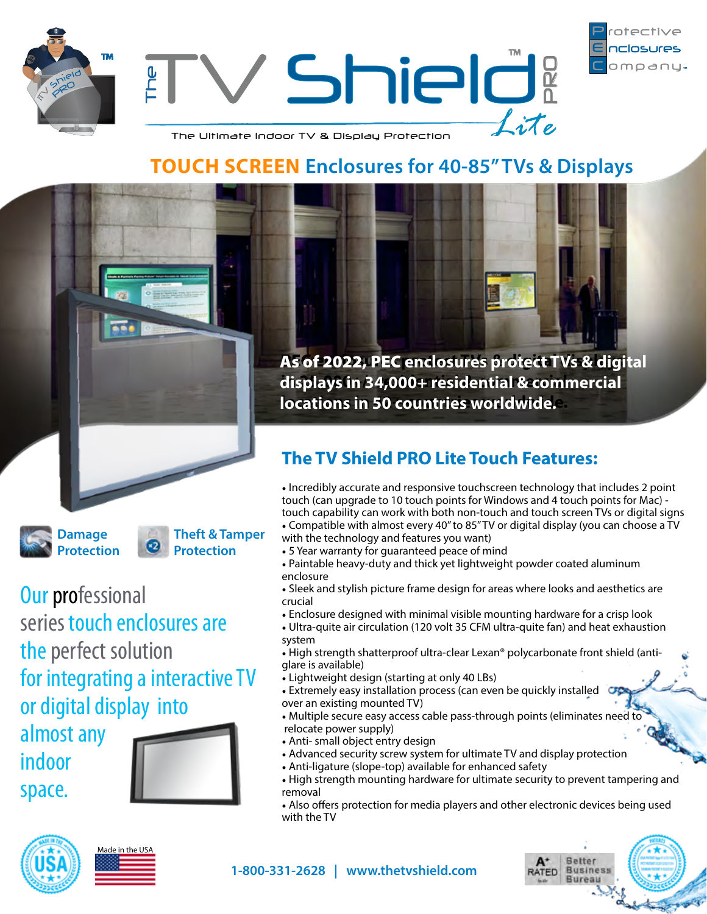# The TV Shield™ PRO Lite

The Ultimate Indoor TV & Display Protection

Protective Enclosures Company™

## TOUCH SCREEN Enclosures for 40-85" TVs & Displays

**As of 2022, PEC enclosures protect TVs & digital displays in 34,000+ residential & commercial locations in 50 countries worldwide.**

Damage Protection

Theft & Tamper Protection

Our professional series touch enclosures are the perfect solution for integrating a interactive TV or digital display into almost any indoor space.

## The TV Shield PRO Lite Touch Features:

- Incredibly accurate and responsive touchscreen technology that includes 2 point touch (can upgrade to 10 touch points for Windows and 4 touch points for Mac) - touch capability can work with both non-touch and touch screen TVs or digital signs
- Compatible with almost every 40" to 85" TV or digital display (you can choose a TV with the technology and features you want)
- 5 Year warranty for guaranteed peace of mind
- Paintable heavy-duty and thick yet lightweight powder coated aluminum enclosure
- Sleek and stylish picture frame design for areas where looks and aesthetics are crucial
- Enclosure designed with minimal visible mounting hardware for a crisp look
- Ultra-quite air circulation (120 volt 35 CFM ultra-quite fan) and heat exhaustion system
- High strength shatterproof ultra-clear Lexan® polycarbonate front shield (anti-glare is available)
- Lightweight design (starting at only 40 LBs)
- Extremely easy installation process (can even be quickly installed over an existing mounted TV)
- Multiple secure easy access cable pass-through points (eliminates need to relocate power supply)
- Anti- small object entry design
- Advanced security screw system for ultimate TV and display protection
- Anti-ligature (slope-top) available for enhanced safety
- High strength mounting hardware for ultimate security to prevent tampering and removal
- Also offers protection for media players and other electronic devices being used with the TV

Made in the USA

1-800-331-2628 | www.thetvshield.com

A+ RATED Better Business Bureau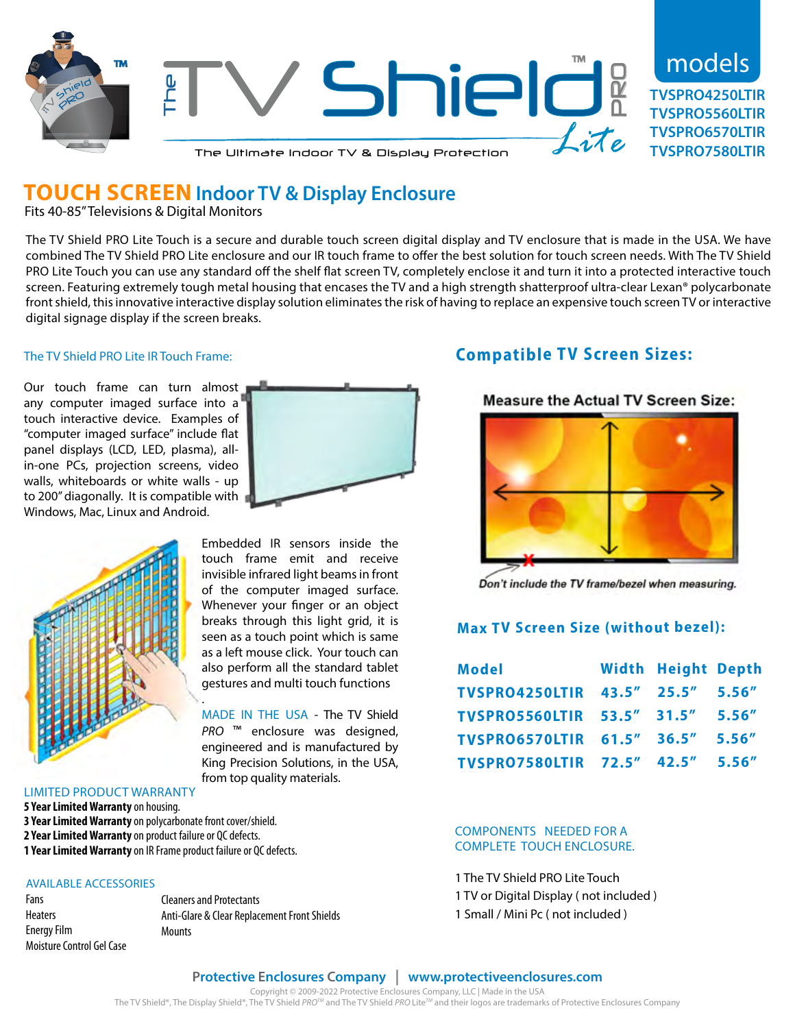# The TV Shield PRO Lite

The Ultimate Indoor TV & Display Protection

**models**

TVSPRO4250LTIR
TVSPRO5560LTIR
TVSPRO6570LTIR
TVSPRO7580LTIR

## TOUCH SCREEN Indoor TV & Display Enclosure

Fits 40-85" Televisions & Digital Monitors

The TV Shield PRO Lite Touch is a secure and durable touch screen digital display and TV enclosure that is made in the USA. We have combined The TV Shield PRO Lite enclosure and our IR touch frame to offer the best solution for touch screen needs. With The TV Shield PRO Lite Touch you can use any standard off the shelf flat screen TV, completely enclose it and turn it into a protected interactive touch screen. Featuring extremely tough metal housing that encases the TV and a high strength shatterproof ultra-clear Lexan® polycarbonate front shield, this innovative interactive display solution eliminates the risk of having to replace an expensive touch screen TV or interactive digital signage display if the screen breaks.

### The TV Shield PRO Lite IR Touch Frame:

Our touch frame can turn almost any computer imaged surface into a touch interactive device. Examples of "computer imaged surface" include flat panel displays (LCD, LED, plasma), all-in-one PCs, projection screens, video walls, whiteboards or white walls - up to 200" diagonally. It is compatible with Windows, Mac, Linux and Android.

Embedded IR sensors inside the touch frame emit and receive invisible infrared light beams in front of the computer imaged surface. Whenever your finger or an object breaks through this light grid, it is seen as a touch point which is same as a left mouse click. Your touch can also perform all the standard tablet gestures and multi touch functions.

MADE IN THE USA - The TV Shield *PRO* ™ enclosure was designed, engineered and is manufactured by King Precision Solutions, in the USA, from top quality materials.

### LIMITED PRODUCT WARRANTY

**5 Year Limited Warranty** on housing.
**3 Year Limited Warranty** on polycarbonate front cover/shield.
**2 Year Limited Warranty** on product failure or QC defects.
**1 Year Limited Warranty** on IR Frame product failure or QC defects.

### AVAILABLE ACCESSORIES

- Fans
- Heaters
- Energy Film
- Moisture Control Gel Case
- Cleaners and Protectants
- Anti-Glare & Clear Replacement Front Shields
- Mounts

## Compatible TV Screen Sizes:

Measure the Actual TV Screen Size:

Don't include the TV frame/bezel when measuring.

### Max TV Screen Size (without bezel):

| Model | Width | Height | Depth |
|---|---|---|---|
| TVSPRO4250LTIR | 43.5" | 25.5" | 5.56" |
| TVSPRO5560LTIR | 53.5" | 31.5" | 5.56" |
| TVSPRO6570LTIR | 61.5" | 36.5" | 5.56" |
| TVSPRO7580LTIR | 72.5" | 42.5" | 5.56" |

### COMPONENTS NEEDED FOR A COMPLETE TOUCH ENCLOSURE.

1 The TV Shield PRO Lite Touch
1 TV or Digital Display ( not included )
1 Small / Mini Pc ( not included )

**Protective Enclosures Company | www.protectiveenclosures.com**

Copyright © 2009-2022 Protective Enclosures Company, LLC | Made in the USA
The TV Shield®, The Display Shield®, The TV Shield *PRO*™ and The TV Shield *PRO* Lite™ and their logos are trademarks of Protective Enclosures Company